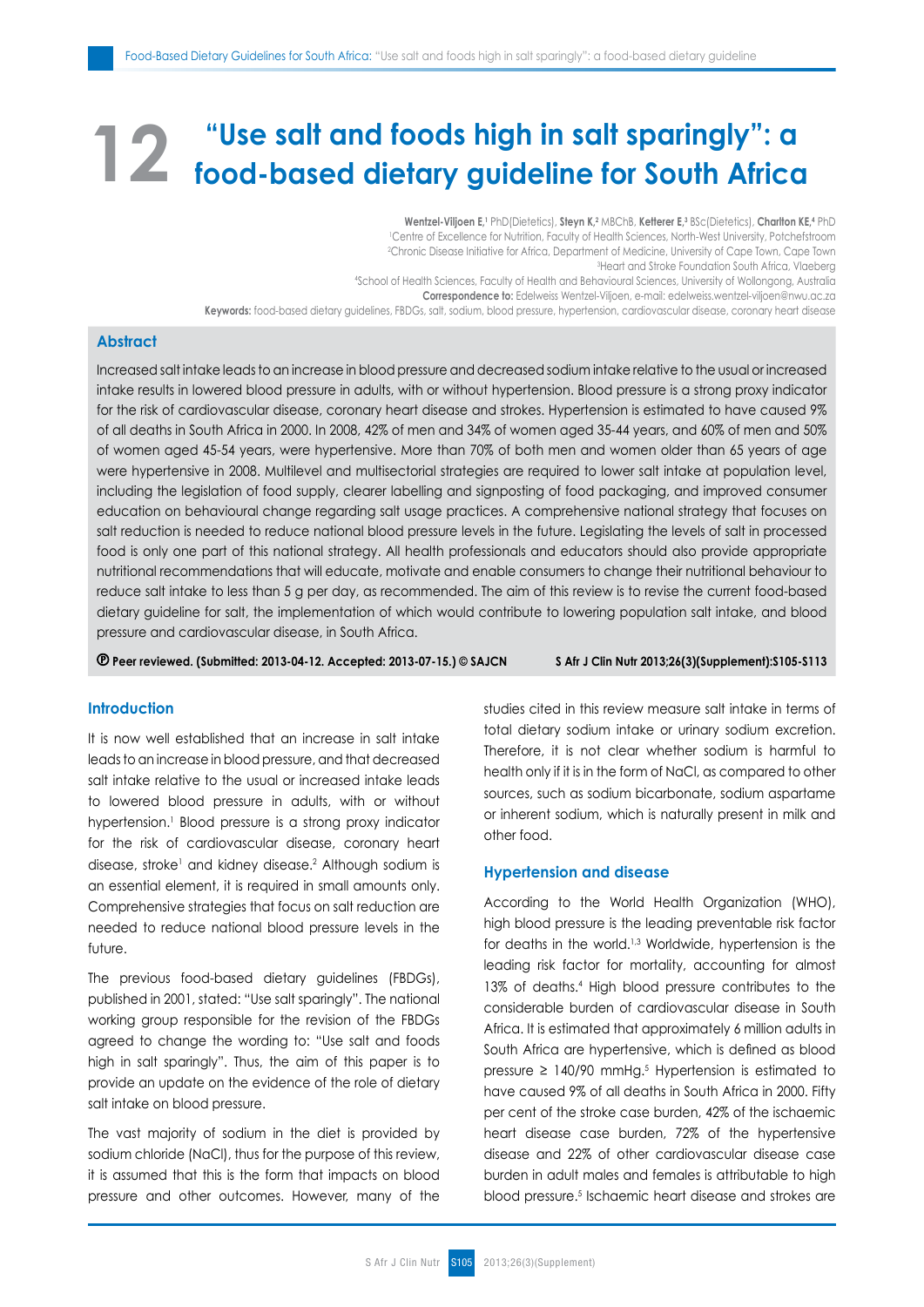# 12 "Use salt and foods high in salt sparingly": a food-based dietary guideline for South Africa

**Wentzel-Viljoen E**,[1] PhD(Dietetics), **Steyn K**,[2] MBChB, **Ketterer E**,[3] BSc(Dietetics), **Charlton KE**,[4] PhD

[1]Centre of Excellence for Nutrition, Faculty of Health Sciences, North-West University, Potchefstroom
[2]Chronic Disease Initiative for Africa, Department of Medicine, University of Cape Town, Cape Town
[3]Heart and Stroke Foundation South Africa, Vlaeberg
[4]School of Health Sciences, Faculty of Health and Behavioural Sciences, University of Wollongong, Australia

**Correspondence to:** Edelweiss Wentzel-Viljoen, e-mail: edelweiss.wentzel-viljoen@nwu.ac.za

**Keywords:** food-based dietary guidelines, FBDGs, salt, sodium, blood pressure, hypertension, cardiovascular disease, coronary heart disease

## Abstract

Increased salt intake leads to an increase in blood pressure and decreased sodium intake relative to the usual or increased intake results in lowered blood pressure in adults, with or without hypertension. Blood pressure is a strong proxy indicator for the risk of cardiovascular disease, coronary heart disease and strokes. Hypertension is estimated to have caused 9% of all deaths in South Africa in 2000. In 2008, 42% of men and 34% of women aged 35-44 years, and 60% of men and 50% of women aged 45-54 years, were hypertensive. More than 70% of both men and women older than 65 years of age were hypertensive in 2008. Multilevel and multisectorial strategies are required to lower salt intake at population level, including the legislation of food supply, clearer labelling and signposting of food packaging, and improved consumer education on behavioural change regarding salt usage practices. A comprehensive national strategy that focuses on salt reduction is needed to reduce national blood pressure levels in the future. Legislating the levels of salt in processed food is only one part of this national strategy. All health professionals and educators should also provide appropriate nutritional recommendations that will educate, motivate and enable consumers to change their nutritional behaviour to reduce salt intake to less than 5 g per day, as recommended. The aim of this review is to revise the current food-based dietary guideline for salt, the implementation of which would contribute to lowering population salt intake, and blood pressure and cardiovascular disease, in South Africa.

**Ⓟ Peer reviewed. (Submitted: 2013-04-12. Accepted: 2013-07-15.) © SAJCN**

## Introduction

It is now well established that an increase in salt intake leads to an increase in blood pressure, and that decreased salt intake relative to the usual or increased intake leads to lowered blood pressure in adults, with or without hypertension.[1] Blood pressure is a strong proxy indicator for the risk of cardiovascular disease, coronary heart disease, stroke[1] and kidney disease.[2] Although sodium is an essential element, it is required in small amounts only. Comprehensive strategies that focus on salt reduction are needed to reduce national blood pressure levels in the future.

The previous food-based dietary guidelines (FBDGs), published in 2001, stated: "Use salt sparingly". The national working group responsible for the revision of the FBDGs agreed to change the wording to: "Use salt and foods high in salt sparingly". Thus, the aim of this paper is to provide an update on the evidence of the role of dietary salt intake on blood pressure.

The vast majority of sodium in the diet is provided by sodium chloride (NaCl), thus for the purpose of this review, it is assumed that this is the form that impacts on blood pressure and other outcomes. However, many of the studies cited in this review measure salt intake in terms of total dietary sodium intake or urinary sodium excretion. Therefore, it is not clear whether sodium is harmful to health only if it is in the form of NaCl, as compared to other sources, such as sodium bicarbonate, sodium aspartame or inherent sodium, which is naturally present in milk and other food.

## Hypertension and disease

According to the World Health Organization (WHO), high blood pressure is the leading preventable risk factor for deaths in the world.[1,3] Worldwide, hypertension is the leading risk factor for mortality, accounting for almost 13% of deaths.[4] High blood pressure contributes to the considerable burden of cardiovascular disease in South Africa. It is estimated that approximately 6 million adults in South Africa are hypertensive, which is defined as blood pressure ≥ 140/90 mmHg.[5] Hypertension is estimated to have caused 9% of all deaths in South Africa in 2000. Fifty per cent of the stroke case burden, 42% of the ischaemic heart disease case burden, 72% of the hypertensive disease and 22% of other cardiovascular disease case burden in adult males and females is attributable to high blood pressure.[5] Ischaemic heart disease and strokes are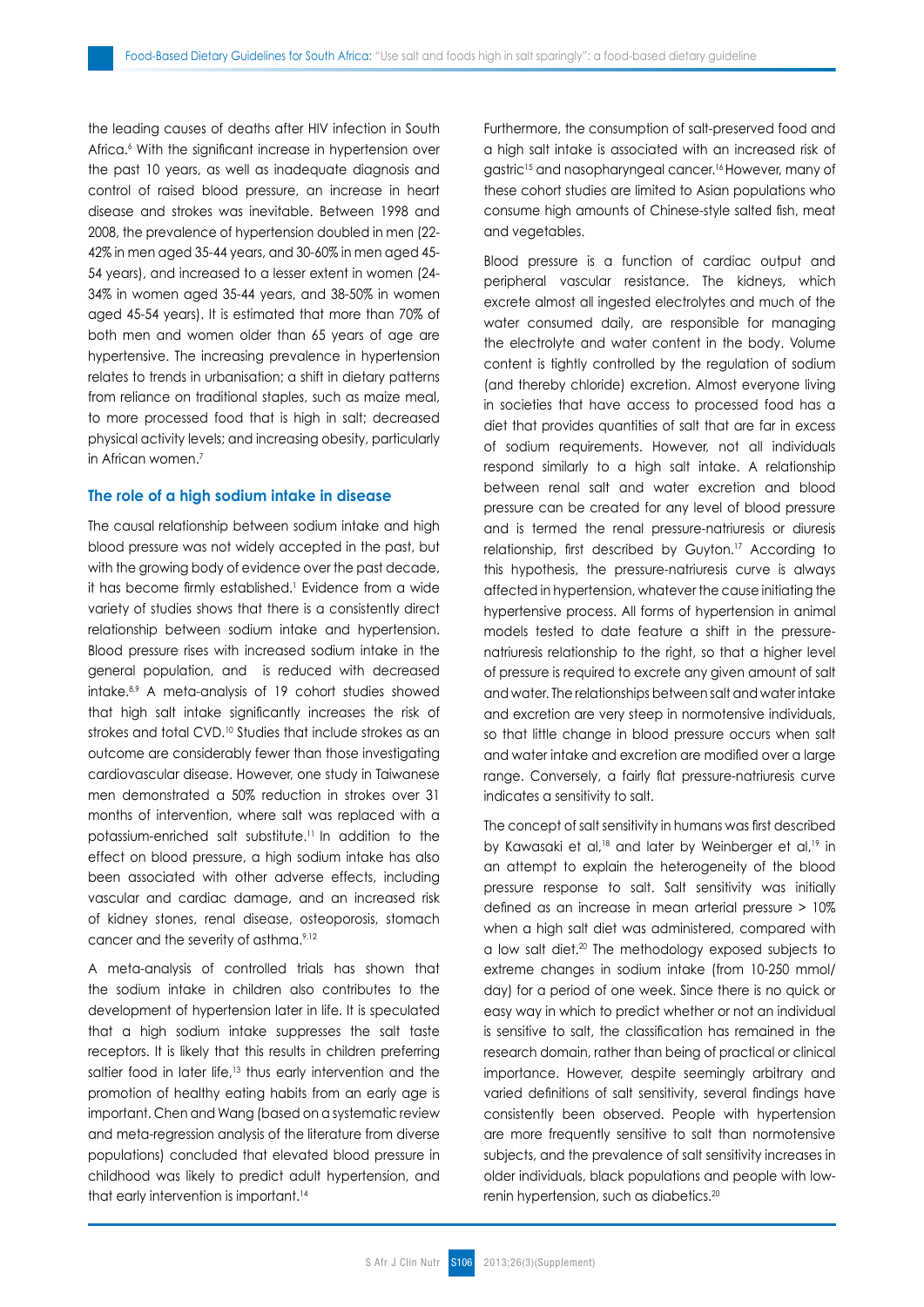the leading causes of deaths after HIV infection in South Africa.[6] With the significant increase in hypertension over the past 10 years, as well as inadequate diagnosis and control of raised blood pressure, an increase in heart disease and strokes was inevitable. Between 1998 and 2008, the prevalence of hypertension doubled in men (22-42% in men aged 35-44 years, and 30-60% in men aged 45-54 years), and increased to a lesser extent in women (24-34% in women aged 35-44 years, and 38-50% in women aged 45-54 years). It is estimated that more than 70% of both men and women older than 65 years of age are hypertensive. The increasing prevalence in hypertension relates to trends in urbanisation; a shift in dietary patterns from reliance on traditional staples, such as maize meal, to more processed food that is high in salt; decreased physical activity levels; and increasing obesity, particularly in African women.[7]

## The role of a high sodium intake in disease

The causal relationship between sodium intake and high blood pressure was not widely accepted in the past, but with the growing body of evidence over the past decade, it has become firmly established.[1] Evidence from a wide variety of studies shows that there is a consistently direct relationship between sodium intake and hypertension. Blood pressure rises with increased sodium intake in the general population, and is reduced with decreased intake.[8,9] A meta-analysis of 19 cohort studies showed that high salt intake significantly increases the risk of strokes and total CVD.[10] Studies that include strokes as an outcome are considerably fewer than those investigating cardiovascular disease. However, one study in Taiwanese men demonstrated a 50% reduction in strokes over 31 months of intervention, where salt was replaced with a potassium-enriched salt substitute.[11] In addition to the effect on blood pressure, a high sodium intake has also been associated with other adverse effects, including vascular and cardiac damage, and an increased risk of kidney stones, renal disease, osteoporosis, stomach cancer and the severity of asthma.[9,12]

A meta-analysis of controlled trials has shown that the sodium intake in children also contributes to the development of hypertension later in life. It is speculated that a high sodium intake suppresses the salt taste receptors. It is likely that this results in children preferring saltier food in later life,[13] thus early intervention and the promotion of healthy eating habits from an early age is important. Chen and Wang (based on a systematic review and meta-regression analysis of the literature from diverse populations) concluded that elevated blood pressure in childhood was likely to predict adult hypertension, and that early intervention is important.[14]

Furthermore, the consumption of salt-preserved food and a high salt intake is associated with an increased risk of gastric[15] and nasopharyngeal cancer.[16] However, many of these cohort studies are limited to Asian populations who consume high amounts of Chinese-style salted fish, meat and vegetables.

Blood pressure is a function of cardiac output and peripheral vascular resistance. The kidneys, which excrete almost all ingested electrolytes and much of the water consumed daily, are responsible for managing the electrolyte and water content in the body. Volume content is tightly controlled by the regulation of sodium (and thereby chloride) excretion. Almost everyone living in societies that have access to processed food has a diet that provides quantities of salt that are far in excess of sodium requirements. However, not all individuals respond similarly to a high salt intake. A relationship between renal salt and water excretion and blood pressure can be created for any level of blood pressure and is termed the renal pressure-natriuresis or diuresis relationship, first described by Guyton.[17] According to this hypothesis, the pressure-natriuresis curve is always affected in hypertension, whatever the cause initiating the hypertensive process. All forms of hypertension in animal models tested to date feature a shift in the pressure-natriuresis relationship to the right, so that a higher level of pressure is required to excrete any given amount of salt and water. The relationships between salt and water intake and excretion are very steep in normotensive individuals, so that little change in blood pressure occurs when salt and water intake and excretion are modified over a large range. Conversely, a fairly flat pressure-natriuresis curve indicates a sensitivity to salt.

The concept of salt sensitivity in humans was first described by Kawasaki et al,[18] and later by Weinberger et al,[19] in an attempt to explain the heterogeneity of the blood pressure response to salt. Salt sensitivity was initially defined as an increase in mean arterial pressure > 10% when a high salt diet was administered, compared with a low salt diet.[20] The methodology exposed subjects to extreme changes in sodium intake (from 10-250 mmol/day) for a period of one week. Since there is no quick or easy way in which to predict whether or not an individual is sensitive to salt, the classification has remained in the research domain, rather than being of practical or clinical importance. However, despite seemingly arbitrary and varied definitions of salt sensitivity, several findings have consistently been observed. People with hypertension are more frequently sensitive to salt than normotensive subjects, and the prevalence of salt sensitivity increases in older individuals, black populations and people with low-renin hypertension, such as diabetics.[20]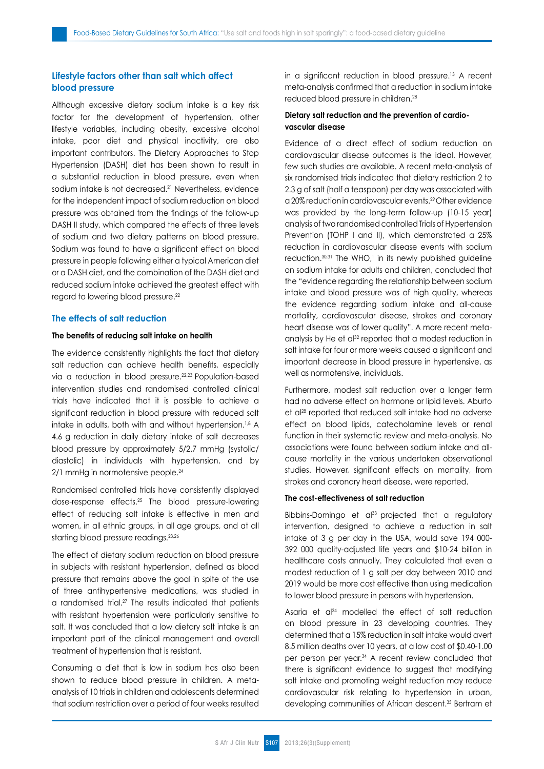## Lifestyle factors other than salt which affect blood pressure

Although excessive dietary sodium intake is a key risk factor for the development of hypertension, other lifestyle variables, including obesity, excessive alcohol intake, poor diet and physical inactivity, are also important contributors. The Dietary Approaches to Stop Hypertension (DASH) diet has been shown to result in a substantial reduction in blood pressure, even when sodium intake is not decreased.[21] Nevertheless, evidence for the independent impact of sodium reduction on blood pressure was obtained from the findings of the follow-up DASH II study, which compared the effects of three levels of sodium and two dietary patterns on blood pressure. Sodium was found to have a significant effect on blood pressure in people following either a typical American diet or a DASH diet, and the combination of the DASH diet and reduced sodium intake achieved the greatest effect with regard to lowering blood pressure.[22]

## The effects of salt reduction

### The benefits of reducing salt intake on health

The evidence consistently highlights the fact that dietary salt reduction can achieve health benefits, especially via a reduction in blood pressure.[22,23] Population-based intervention studies and randomised controlled clinical trials have indicated that it is possible to achieve a significant reduction in blood pressure with reduced salt intake in adults, both with and without hypertension.[1,8] A 4.6 g reduction in daily dietary intake of salt decreases blood pressure by approximately 5/2.7 mmHg (systolic/diastolic) in individuals with hypertension, and by 2/1 mmHg in normotensive people.[24]

Randomised controlled trials have consistently displayed dose-response effects.[25] The blood pressure-lowering effect of reducing salt intake is effective in men and women, in all ethnic groups, in all age groups, and at all starting blood pressure readings.[23,26]

The effect of dietary sodium reduction on blood pressure in subjects with resistant hypertension, defined as blood pressure that remains above the goal in spite of the use of three antihypertensive medications, was studied in a randomised trial.[27] The results indicated that patients with resistant hypertension were particularly sensitive to salt. It was concluded that a low dietary salt intake is an important part of the clinical management and overall treatment of hypertension that is resistant.

Consuming a diet that is low in sodium has also been shown to reduce blood pressure in children. A meta-analysis of 10 trials in children and adolescents determined that sodium restriction over a period of four weeks resulted in a significant reduction in blood pressure.[13] A recent meta-analysis confirmed that a reduction in sodium intake reduced blood pressure in children.[28]

### Dietary salt reduction and the prevention of cardiovascular disease

Evidence of a direct effect of sodium reduction on cardiovascular disease outcomes is the ideal. However, few such studies are available. A recent meta-analysis of six randomised trials indicated that dietary restriction 2 to 2.3 g of salt (half a teaspoon) per day was associated with a 20% reduction in cardiovascular events.[29] Other evidence was provided by the long-term follow-up (10-15 year) analysis of two randomised controlled Trials of Hypertension Prevention (TOHP I and II), which demonstrated a 25% reduction in cardiovascular disease events with sodium reduction.[30,31] The WHO,[1] in its newly published guideline on sodium intake for adults and children, concluded that the "evidence regarding the relationship between sodium intake and blood pressure was of high quality, whereas the evidence regarding sodium intake and all-cause mortality, cardiovascular disease, strokes and coronary heart disease was of lower quality". A more recent meta-analysis by He et al[32] reported that a modest reduction in salt intake for four or more weeks caused a significant and important decrease in blood pressure in hypertensive, as well as normotensive, individuals.

Furthermore, modest salt reduction over a longer term had no adverse effect on hormone or lipid levels. Aburto et al[28] reported that reduced salt intake had no adverse effect on blood lipids, catecholamine levels or renal function in their systematic review and meta-analysis. No associations were found between sodium intake and all-cause mortality in the various undertaken observational studies. However, significant effects on mortality, from strokes and coronary heart disease, were reported.

### The cost-effectiveness of salt reduction

Bibbins-Domingo et al[33] projected that a regulatory intervention, designed to achieve a reduction in salt intake of 3 g per day in the USA, would save 194 000-392 000 quality-adjusted life years and $10-24 billion in healthcare costs annually. They calculated that even a modest reduction of 1 g salt per day between 2010 and 2019 would be more cost effective than using medication to lower blood pressure in persons with hypertension.

Asaria et al[34] modelled the effect of salt reduction on blood pressure in 23 developing countries. They determined that a 15% reduction in salt intake would avert 8.5 million deaths over 10 years, at a low cost of $0.40-1.00 per person per year.[34] A recent review concluded that there is significant evidence to suggest that modifying salt intake and promoting weight reduction may reduce cardiovascular risk relating to hypertension in urban, developing communities of African descent.[35] Bertram et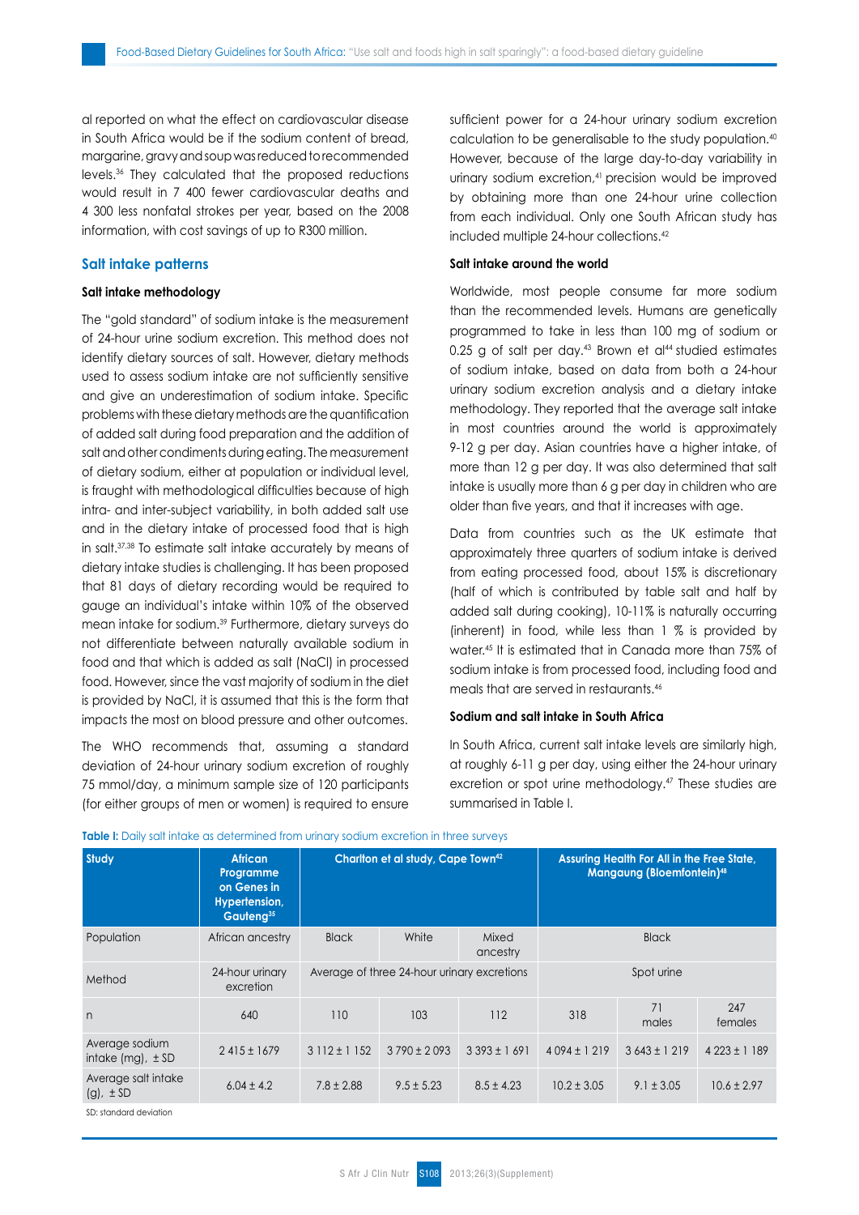al reported on what the effect on cardiovascular disease in South Africa would be if the sodium content of bread, margarine, gravy and soup was reduced to recommended levels.[36] They calculated that the proposed reductions would result in 7 400 fewer cardiovascular deaths and 4 300 less nonfatal strokes per year, based on the 2008 information, with cost savings of up to R300 million.

## Salt intake patterns

### Salt intake methodology

The "gold standard" of sodium intake is the measurement of 24-hour urine sodium excretion. This method does not identify dietary sources of salt. However, dietary methods used to assess sodium intake are not sufficiently sensitive and give an underestimation of sodium intake. Specific problems with these dietary methods are the quantification of added salt during food preparation and the addition of salt and other condiments during eating. The measurement of dietary sodium, either at population or individual level, is fraught with methodological difficulties because of high intra- and inter-subject variability, in both added salt use and in the dietary intake of processed food that is high in salt.[37,38] To estimate salt intake accurately by means of dietary intake studies is challenging. It has been proposed that 81 days of dietary recording would be required to gauge an individual's intake within 10% of the observed mean intake for sodium.[39] Furthermore, dietary surveys do not differentiate between naturally available sodium in food and that which is added as salt (NaCl) in processed food. However, since the vast majority of sodium in the diet is provided by NaCl, it is assumed that this is the form that impacts the most on blood pressure and other outcomes.

The WHO recommends that, assuming a standard deviation of 24-hour urinary sodium excretion of roughly 75 mmol/day, a minimum sample size of 120 participants (for either groups of men or women) is required to ensure sufficient power for a 24-hour urinary sodium excretion calculation to be generalisable to the study population.[40] However, because of the large day-to-day variability in urinary sodium excretion,[41] precision would be improved by obtaining more than one 24-hour urine collection from each individual. Only one South African study has included multiple 24-hour collections.[42]

### Salt intake around the world

Worldwide, most people consume far more sodium than the recommended levels. Humans are genetically programmed to take in less than 100 mg of sodium or 0.25 g of salt per day.[43] Brown et al[44] studied estimates of sodium intake, based on data from both a 24-hour urinary sodium excretion analysis and a dietary intake methodology. They reported that the average salt intake in most countries around the world is approximately 9-12 g per day. Asian countries have a higher intake, of more than 12 g per day. It was also determined that salt intake is usually more than 6 g per day in children who are older than five years, and that it increases with age.

Data from countries such as the UK estimate that approximately three quarters of sodium intake is derived from eating processed food, about 15% is discretionary (half of which is contributed by table salt and half by added salt during cooking), 10-11% is naturally occurring (inherent) in food, while less than 1 % is provided by water.[45] It is estimated that in Canada more than 75% of sodium intake is from processed food, including food and meals that are served in restaurants.[46]

### Sodium and salt intake in South Africa

In South Africa, current salt intake levels are similarly high, at roughly 6-11 g per day, using either the 24-hour urinary excretion or spot urine methodology.[47] These studies are summarised in Table I.

**Table I:** Daily salt intake as determined from urinary sodium excretion in three surveys

| Study | African Programme on Genes in Hypertension, Gauteng[35] | Charlton et al study, Cape Town[42] | | | Assuring Health For All in the Free State, Mangaung (Bloemfontein)[48] | | |
|---|---|---|---|---|---|---|---|
| Population | African ancestry | Black | White | Mixed ancestry | Black | | |
| Method | 24-hour urinary excretion | Average of three 24-hour urinary excretions | | | Spot urine | | |
| n | 640 | 110 | 103 | 112 | 318 | 71 males | 247 females |
| Average sodium intake (mg), ± SD | 2 415 ± 1679 | 3 112 ± 1 152 | 3 790 ± 2 093 | 3 393 ± 1 691 | 4 094 ± 1 219 | 3 643 ± 1 219 | 4 223 ± 1 189 |
| Average salt intake (g), ± SD | 6.04 ± 4.2 | 7.8 ± 2.88 | 9.5 ± 5.23 | 8.5 ± 4.23 | 10.2 ± 3.05 | 9.1 ± 3.05 | 10.6 ± 2.97 |

SD: standard deviation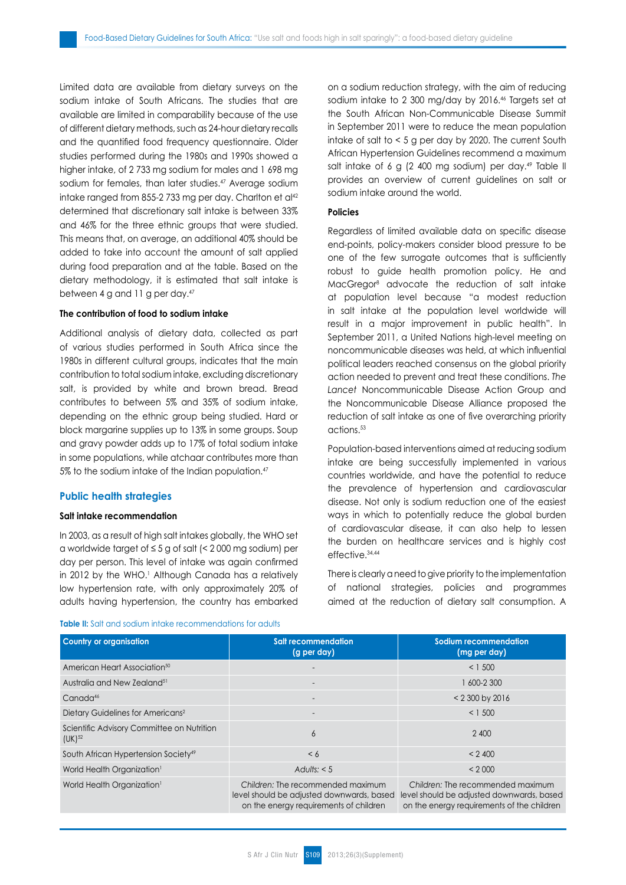Limited data are available from dietary surveys on the sodium intake of South Africans. The studies that are available are limited in comparability because of the use of different dietary methods, such as 24-hour dietary recalls and the quantified food frequency questionnaire. Older studies performed during the 1980s and 1990s showed a higher intake, of 2 733 mg sodium for males and 1 698 mg sodium for females, than later studies.[47] Average sodium intake ranged from 855-2 733 mg per day. Charlton et al[42] determined that discretionary salt intake is between 33% and 46% for the three ethnic groups that were studied. This means that, on average, an additional 40% should be added to take into account the amount of salt applied during food preparation and at the table. Based on the dietary methodology, it is estimated that salt intake is between 4 g and 11 g per day.[47]

### The contribution of food to sodium intake

Additional analysis of dietary data, collected as part of various studies performed in South Africa since the 1980s in different cultural groups, indicates that the main contribution to total sodium intake, excluding discretionary salt, is provided by white and brown bread. Bread contributes to between 5% and 35% of sodium intake, depending on the ethnic group being studied. Hard or block margarine supplies up to 13% in some groups. Soup and gravy powder adds up to 17% of total sodium intake in some populations, while atchaar contributes more than 5% to the sodium intake of the Indian population.[47]

## Public health strategies

### Salt intake recommendation

In 2003, as a result of high salt intakes globally, the WHO set a worldwide target of ≤ 5 g of salt (< 2 000 mg sodium) per day per person. This level of intake was again confirmed in 2012 by the WHO.[1] Although Canada has a relatively low hypertension rate, with only approximately 20% of adults having hypertension, the country has embarked on a sodium reduction strategy, with the aim of reducing sodium intake to 2 300 mg/day by 2016.[46] Targets set at the South African Non-Communicable Disease Summit in September 2011 were to reduce the mean population intake of salt to < 5 g per day by 2020. The current South African Hypertension Guidelines recommend a maximum salt intake of 6 g (2 400 mg sodium) per day.[49] Table II provides an overview of current guidelines on salt or sodium intake around the world.

### Policies

Regardless of limited available data on specific disease end-points, policy-makers consider blood pressure to be one of the few surrogate outcomes that is sufficiently robust to guide health promotion policy. He and MacGregor[8] advocate the reduction of salt intake at population level because "a modest reduction in salt intake at the population level worldwide will result in a major improvement in public health". In September 2011, a United Nations high-level meeting on noncommunicable diseases was held, at which influential political leaders reached consensus on the global priority action needed to prevent and treat these conditions. *The Lancet* Noncommunicable Disease Action Group and the Noncommunicable Disease Alliance proposed the reduction of salt intake as one of five overarching priority actions.[53]

Population-based interventions aimed at reducing sodium intake are being successfully implemented in various countries worldwide, and have the potential to reduce the prevalence of hypertension and cardiovascular disease. Not only is sodium reduction one of the easiest ways in which to potentially reduce the global burden of cardiovascular disease, it can also help to lessen the burden on healthcare services and is highly cost effective.[34,44]

There is clearly a need to give priority to the implementation of national strategies, policies and programmes aimed at the reduction of dietary salt consumption. A

**Table II:** Salt and sodium intake recommendations for adults

| Country or organisation | Salt recommendation (g per day) | Sodium recommendation (mg per day) |
|---|---|---|
| American Heart Association[50] | - | < 1 500 |
| Australia and New Zealand[51] | - | 1 600-2 300 |
| Canada[46] | - | < 2 300 by 2016 |
| Dietary Guidelines for Americans[2] | - | < 1 500 |
| Scientific Advisory Committee on Nutrition (UK)[52] | 6 | 2 400 |
| South African Hypertension Society[49] | < 6 | < 2 400 |
| World Health Organization[1] | *Adults:* < 5 | < 2 000 |
| World Health Organization[1] | *Children:* The recommended maximum level should be adjusted downwards, based on the energy requirements of children | *Children:* The recommended maximum level should be adjusted downwards, based on the energy requirements of the children |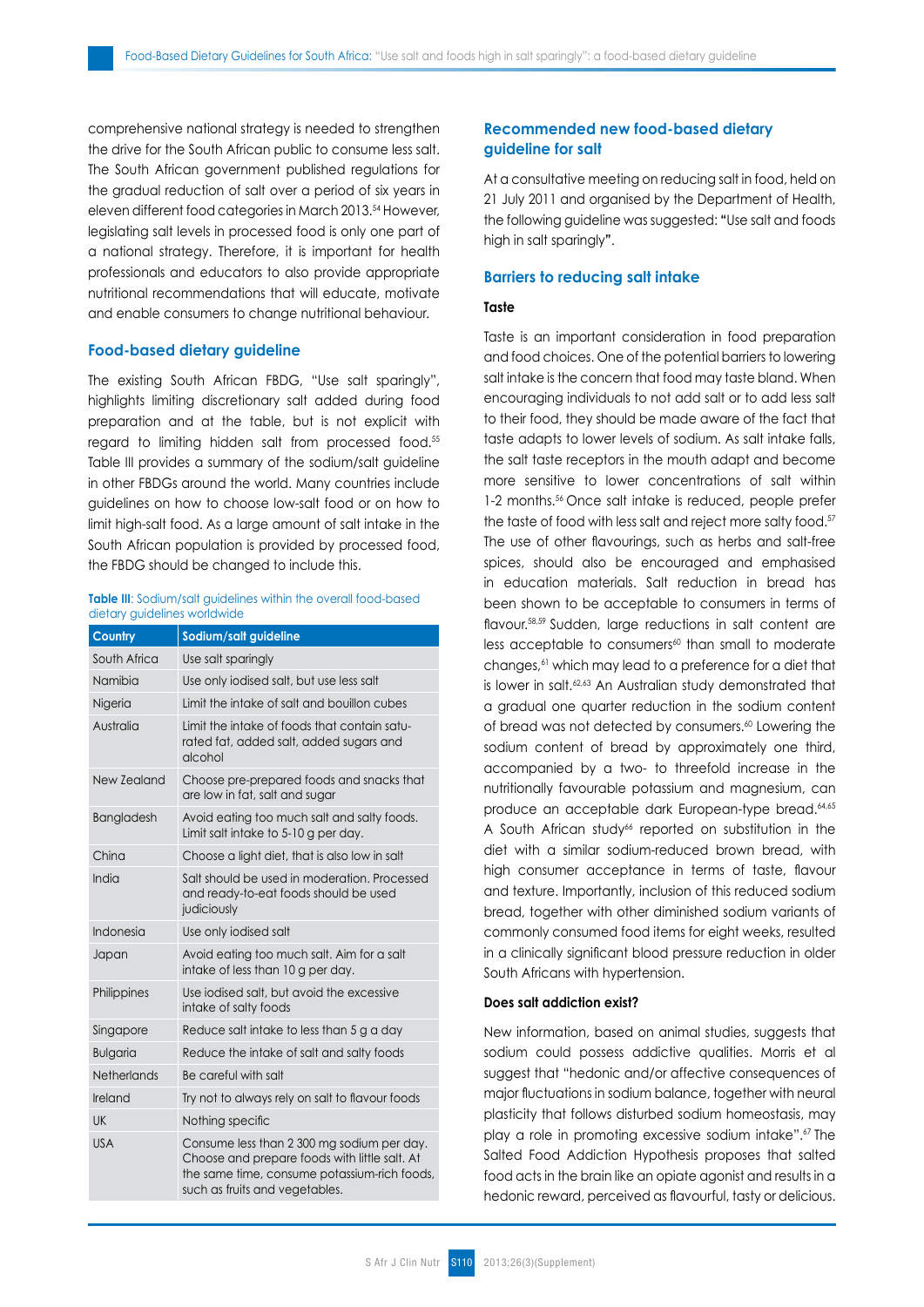comprehensive national strategy is needed to strengthen the drive for the South African public to consume less salt. The South African government published regulations for the gradual reduction of salt over a period of six years in eleven different food categories in March 2013.[54] However, legislating salt levels in processed food is only one part of a national strategy. Therefore, it is important for health professionals and educators to also provide appropriate nutritional recommendations that will educate, motivate and enable consumers to change nutritional behaviour.

## Food-based dietary guideline

The existing South African FBDG, "Use salt sparingly", highlights limiting discretionary salt added during food preparation and at the table, but is not explicit with regard to limiting hidden salt from processed food.[55] Table III provides a summary of the sodium/salt guideline in other FBDGs around the world. Many countries include guidelines on how to choose low-salt food or on how to limit high-salt food. As a large amount of salt intake in the South African population is provided by processed food, the FBDG should be changed to include this.

**Table III**: Sodium/salt guidelines within the overall food-based dietary guidelines worldwide

| Country | Sodium/salt guideline |
|---|---|
| South Africa | Use salt sparingly |
| Namibia | Use only iodised salt, but use less salt |
| Nigeria | Limit the intake of salt and bouillon cubes |
| Australia | Limit the intake of foods that contain saturated fat, added salt, added sugars and alcohol |
| New Zealand | Choose pre-prepared foods and snacks that are low in fat, salt and sugar |
| Bangladesh | Avoid eating too much salt and salty foods. Limit salt intake to 5-10 g per day. |
| China | Choose a light diet, that is also low in salt |
| India | Salt should be used in moderation. Processed and ready-to-eat foods should be used judiciously |
| Indonesia | Use only iodised salt |
| Japan | Avoid eating too much salt. Aim for a salt intake of less than 10 g per day. |
| Philippines | Use iodised salt, but avoid the excessive intake of salty foods |
| Singapore | Reduce salt intake to less than 5 g a day |
| Bulgaria | Reduce the intake of salt and salty foods |
| Netherlands | Be careful with salt |
| Ireland | Try not to always rely on salt to flavour foods |
| UK | Nothing specific |
| USA | Consume less than 2 300 mg sodium per day. Choose and prepare foods with little salt. At the same time, consume potassium-rich foods, such as fruits and vegetables. |

## Recommended new food-based dietary guideline for salt

At a consultative meeting on reducing salt in food, held on 21 July 2011 and organised by the Department of Health, the following guideline was suggested: "Use salt and foods high in salt sparingly".

## Barriers to reducing salt intake

### Taste

Taste is an important consideration in food preparation and food choices. One of the potential barriers to lowering salt intake is the concern that food may taste bland. When encouraging individuals to not add salt or to add less salt to their food, they should be made aware of the fact that taste adapts to lower levels of sodium. As salt intake falls, the salt taste receptors in the mouth adapt and become more sensitive to lower concentrations of salt within 1-2 months.[56] Once salt intake is reduced, people prefer the taste of food with less salt and reject more salty food.[57] The use of other flavourings, such as herbs and salt-free spices, should also be encouraged and emphasised in education materials. Salt reduction in bread has been shown to be acceptable to consumers in terms of flavour.[58,59] Sudden, large reductions in salt content are less acceptable to consumers[60] than small to moderate changes,[61] which may lead to a preference for a diet that is lower in salt.[62,63] An Australian study demonstrated that a gradual one quarter reduction in the sodium content of bread was not detected by consumers.[60] Lowering the sodium content of bread by approximately one third, accompanied by a two- to threefold increase in the nutritionally favourable potassium and magnesium, can produce an acceptable dark European-type bread.[64,65] A South African study[66] reported on substitution in the diet with a similar sodium-reduced brown bread, with high consumer acceptance in terms of taste, flavour and texture. Importantly, inclusion of this reduced sodium bread, together with other diminished sodium variants of commonly consumed food items for eight weeks, resulted in a clinically significant blood pressure reduction in older South Africans with hypertension.

### Does salt addiction exist?

New information, based on animal studies, suggests that sodium could possess addictive qualities. Morris et al suggest that "hedonic and/or affective consequences of major fluctuations in sodium balance, together with neural plasticity that follows disturbed sodium homeostasis, may play a role in promoting excessive sodium intake".[67] The Salted Food Addiction Hypothesis proposes that salted food acts in the brain like an opiate agonist and results in a hedonic reward, perceived as flavourful, tasty or delicious.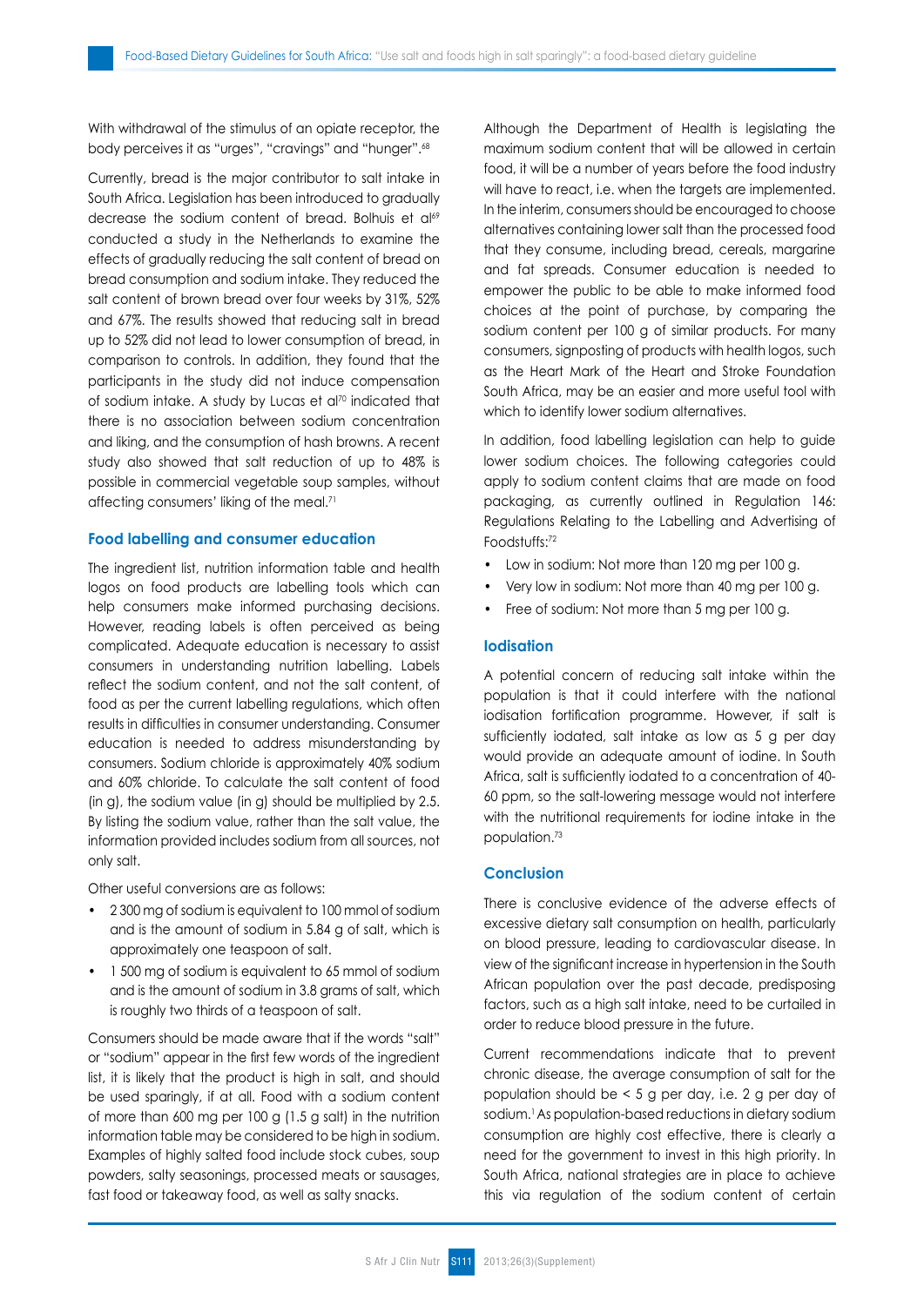With withdrawal of the stimulus of an opiate receptor, the body perceives it as "urges", "cravings" and "hunger".[68]

Currently, bread is the major contributor to salt intake in South Africa. Legislation has been introduced to gradually decrease the sodium content of bread. Bolhuis et al[69] conducted a study in the Netherlands to examine the effects of gradually reducing the salt content of bread on bread consumption and sodium intake. They reduced the salt content of brown bread over four weeks by 31%, 52% and 67%. The results showed that reducing salt in bread up to 52% did not lead to lower consumption of bread, in comparison to controls. In addition, they found that the participants in the study did not induce compensation of sodium intake. A study by Lucas et al[70] indicated that there is no association between sodium concentration and liking, and the consumption of hash browns. A recent study also showed that salt reduction of up to 48% is possible in commercial vegetable soup samples, without affecting consumers' liking of the meal.[71]

## Food labelling and consumer education

The ingredient list, nutrition information table and health logos on food products are labelling tools which can help consumers make informed purchasing decisions. However, reading labels is often perceived as being complicated. Adequate education is necessary to assist consumers in understanding nutrition labelling. Labels reflect the sodium content, and not the salt content, of food as per the current labelling regulations, which often results in difficulties in consumer understanding. Consumer education is needed to address misunderstanding by consumers. Sodium chloride is approximately 40% sodium and 60% chloride. To calculate the salt content of food (in g), the sodium value (in g) should be multiplied by 2.5. By listing the sodium value, rather than the salt value, the information provided includes sodium from all sources, not only salt.

Other useful conversions are as follows:

- 2 300 mg of sodium is equivalent to 100 mmol of sodium and is the amount of sodium in 5.84 g of salt, which is approximately one teaspoon of salt.
- 1 500 mg of sodium is equivalent to 65 mmol of sodium and is the amount of sodium in 3.8 grams of salt, which is roughly two thirds of a teaspoon of salt.

Consumers should be made aware that if the words "salt" or "sodium" appear in the first few words of the ingredient list, it is likely that the product is high in salt, and should be used sparingly, if at all. Food with a sodium content of more than 600 mg per 100 g (1.5 g salt) in the nutrition information table may be considered to be high in sodium. Examples of highly salted food include stock cubes, soup powders, salty seasonings, processed meats or sausages, fast food or takeaway food, as well as salty snacks.

Although the Department of Health is legislating the maximum sodium content that will be allowed in certain food, it will be a number of years before the food industry will have to react, i.e. when the targets are implemented. In the interim, consumers should be encouraged to choose alternatives containing lower salt than the processed food that they consume, including bread, cereals, margarine and fat spreads. Consumer education is needed to empower the public to be able to make informed food choices at the point of purchase, by comparing the sodium content per 100 g of similar products. For many consumers, signposting of products with health logos, such as the Heart Mark of the Heart and Stroke Foundation South Africa, may be an easier and more useful tool with which to identify lower sodium alternatives.

In addition, food labelling legislation can help to guide lower sodium choices. The following categories could apply to sodium content claims that are made on food packaging, as currently outlined in Regulation 146: Regulations Relating to the Labelling and Advertising of Foodstuffs:[72]

- Low in sodium: Not more than 120 mg per 100 g.
- Very low in sodium: Not more than 40 mg per 100 g.
- Free of sodium: Not more than 5 mg per 100 g.

## Iodisation

A potential concern of reducing salt intake within the population is that it could interfere with the national iodisation fortification programme. However, if salt is sufficiently iodated, salt intake as low as 5 g per day would provide an adequate amount of iodine. In South Africa, salt is sufficiently iodated to a concentration of 40-60 ppm, so the salt-lowering message would not interfere with the nutritional requirements for iodine intake in the population.[73]

## Conclusion

There is conclusive evidence of the adverse effects of excessive dietary salt consumption on health, particularly on blood pressure, leading to cardiovascular disease. In view of the significant increase in hypertension in the South African population over the past decade, predisposing factors, such as a high salt intake, need to be curtailed in order to reduce blood pressure in the future.

Current recommendations indicate that to prevent chronic disease, the average consumption of salt for the population should be < 5 g per day, i.e. 2 g per day of sodium.[1] As population-based reductions in dietary sodium consumption are highly cost effective, there is clearly a need for the government to invest in this high priority. In South Africa, national strategies are in place to achieve this via regulation of the sodium content of certain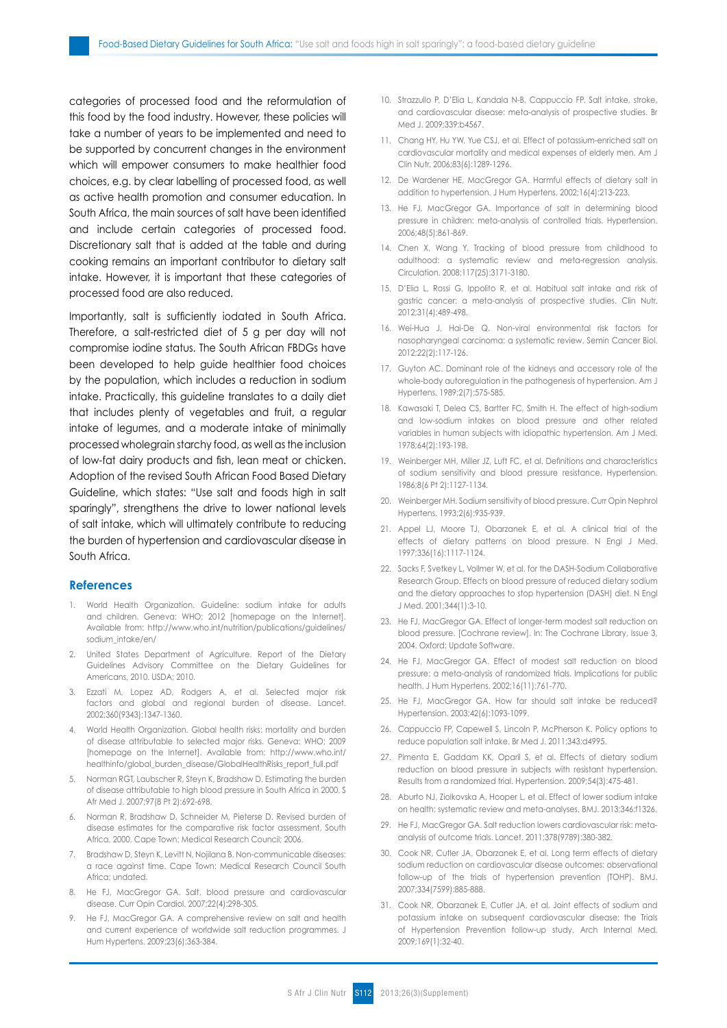categories of processed food and the reformulation of this food by the food industry. However, these policies will take a number of years to be implemented and need to be supported by concurrent changes in the environment which will empower consumers to make healthier food choices, e.g. by clear labelling of processed food, as well as active health promotion and consumer education. In South Africa, the main sources of salt have been identified and include certain categories of processed food. Discretionary salt that is added at the table and during cooking remains an important contributor to dietary salt intake. However, it is important that these categories of processed food are also reduced.

Importantly, salt is sufficiently iodated in South Africa. Therefore, a salt-restricted diet of 5 g per day will not compromise iodine status. The South African FBDGs have been developed to help guide healthier food choices by the population, which includes a reduction in sodium intake. Practically, this guideline translates to a daily diet that includes plenty of vegetables and fruit, a regular intake of legumes, and a moderate intake of minimally processed wholegrain starchy food, as well as the inclusion of low-fat dairy products and fish, lean meat or chicken. Adoption of the revised South African Food Based Dietary Guideline, which states: "Use salt and foods high in salt sparingly", strengthens the drive to lower national levels of salt intake, which will ultimately contribute to reducing the burden of hypertension and cardiovascular disease in South Africa.

## References

1. World Health Organization. Guideline: sodium intake for adults and children. Geneva: WHO; 2012 [homepage on the Internet]. Available from: http://www.who.int/nutrition/publications/guidelines/sodium_intake/en/
2. United States Department of Agriculture. Report of the Dietary Guidelines Advisory Committee on the Dietary Guidelines for Americans, 2010. USDA; 2010.
3. Ezzati M, Lopez AD, Rodgers A, et al. Selected major risk factors and global and regional burden of disease. Lancet. 2002;360(9343):1347-1360.
4. World Health Organization. Global health risks: mortality and burden of disease attributable to selected major risks. Geneva: WHO; 2009 [homepage on the Internet]. Available from: http://www.who.int/healthinfo/global_burden_disease/GlobalHealthRisks_report_full.pdf
5. Norman RGT, Laubscher R, Steyn K, Bradshaw D. Estimating the burden of disease attributable to high blood pressure in South Africa in 2000. S Afr Med J. 2007;97(8 Pt 2):692-698.
6. Norman R, Bradshaw D, Schneider M, Pieterse D. Revised burden of disease estimates for the comparative risk factor assessment, South Africa, 2000. Cape Town: Medical Research Council; 2006.
7. Bradshaw D, Steyn K, Levitt N, Nojilana B. Non-communicable diseases: a race against time. Cape Town: Medical Research Council South Africa; undated.
8. He FJ, MacGregor GA. Salt, blood pressure and cardiovascular disease. Curr Opin Cardiol. 2007;22(4):298-305.
9. He FJ, MacGregor GA. A comprehensive review on salt and health and current experience of worldwide salt reduction programmes. J Hum Hypertens. 2009;23(6):363-384.
10. Strazzullo P, D'Elia L, Kandala N-B, Cappuccio FP. Salt intake, stroke, and cardiovascular disease: meta-analysis of prospective studies. Br Med J. 2009;339:b4567.
11. Chang HY, Hu YW, Yue CSJ, et al. Effect of potassium-enriched salt on cardiovascular mortality and medical expenses of elderly men. Am J Clin Nutr. 2006;83(6):1289-1296.
12. De Wardener HE, MacGregor GA. Harmful effects of dietary salt in addition to hypertension. J Hum Hypertens. 2002;16(4):213-223.
13. He FJ, MacGregor GA. Importance of salt in determining blood pressure in children: meta-analysis of controlled trials. Hypertension. 2006;48(5):861-869.
14. Chen X, Wang Y. Tracking of blood pressure from childhood to adulthood: a systematic review and meta-regression analysis. Circulation. 2008;117(25):3171-3180.
15. D'Elia L, Rossi G, Ippolito R, et al. Habitual salt intake and risk of gastric cancer: a meta-analysis of prospective studies. Clin Nutr. 2012;31(4):489-498.
16. Wei-Hua J, Hai-De Q. Non-viral environmental risk factors for nasopharyngeal carcinoma: a systematic review. Semin Cancer Biol. 2012;22(2):117-126.
17. Guyton AC. Dominant role of the kidneys and accessory role of the whole-body autoregulation in the pathogenesis of hypertension. Am J Hypertens. 1989;2(7):575-585.
18. Kawasaki T, Delea CS, Bartter FC, Smith H. The effect of high-sodium and low-sodium intakes on blood pressure and other related variables in human subjects with idiopathic hypertension. Am J Med. 1978;64(2):193-198.
19. Weinberger MH, Miller JZ, Luft FC, et al. Definitions and characteristics of sodium sensitivity and blood pressure resistance. Hypertension. 1986;8(6 Pt 2):1127-1134.
20. Weinberger MH. Sodium sensitivity of blood pressure. Curr Opin Nephrol Hypertens. 1993;2(6):935-939.
21. Appel LJ, Moore TJ, Obarzanek E, et al. A clinical trial of the effects of dietary patterns on blood pressure. N Engl J Med. 1997;336(16):1117-1124.
22. Sacks F, Svetkey L, Vollmer W, et al. for the DASH-Sodium Collaborative Research Group. Effects on blood pressure of reduced dietary sodium and the dietary approaches to stop hypertension (DASH) diet. N Engl J Med. 2001;344(1):3-10.
23. He FJ, MacGregor GA. Effect of longer-term modest salt reduction on blood pressure. [Cochrane review]. In: The Cochrane Library, Issue 3, 2004. Oxford: Update Software.
24. He FJ, MacGregor GA. Effect of modest salt reduction on blood pressure: a meta-analysis of randomized trials. Implications for public health. J Hum Hypertens. 2002;16(11):761-770.
25. He FJ, MacGregor GA. How far should salt intake be reduced? Hypertension. 2003;42(6):1093-1099.
26. Cappuccio FP, Capewell S, Lincoln P, McPherson K. Policy options to reduce population salt intake. Br Med J. 2011;343:d4995.
27. Pimenta E, Gaddam KK, Oparil S, et al. Effects of dietary sodium reduction on blood pressure in subjects with resistant hypertension. Results from a randomized trial. Hypertension. 2009;54(3):475-481.
28. Aburto NJ, Ziolkovska A, Hooper L, et al. Effect of lower sodium intake on health: systematic review and meta-analyses. BMJ. 2013;346:f1326.
29. He FJ, MacGregor GA. Salt reduction lowers cardiovascular risk: meta-analysis of outcome trials. Lancet. 2011;378(9789):380-382.
30. Cook NR, Cutler JA, Obarzanek E, et al. Long term effects of dietary sodium reduction on cardiovascular disease outcomes: observational follow-up of the trials of hypertension prevention (TOHP). BMJ. 2007;334(7599):885-888.
31. Cook NR, Obarzanek E, Cutler JA, et al. Joint effects of sodium and potassium intake on subsequent cardiovascular disease: the Trials of Hypertension Prevention follow-up study. Arch Internal Med. 2009;169(1):32-40.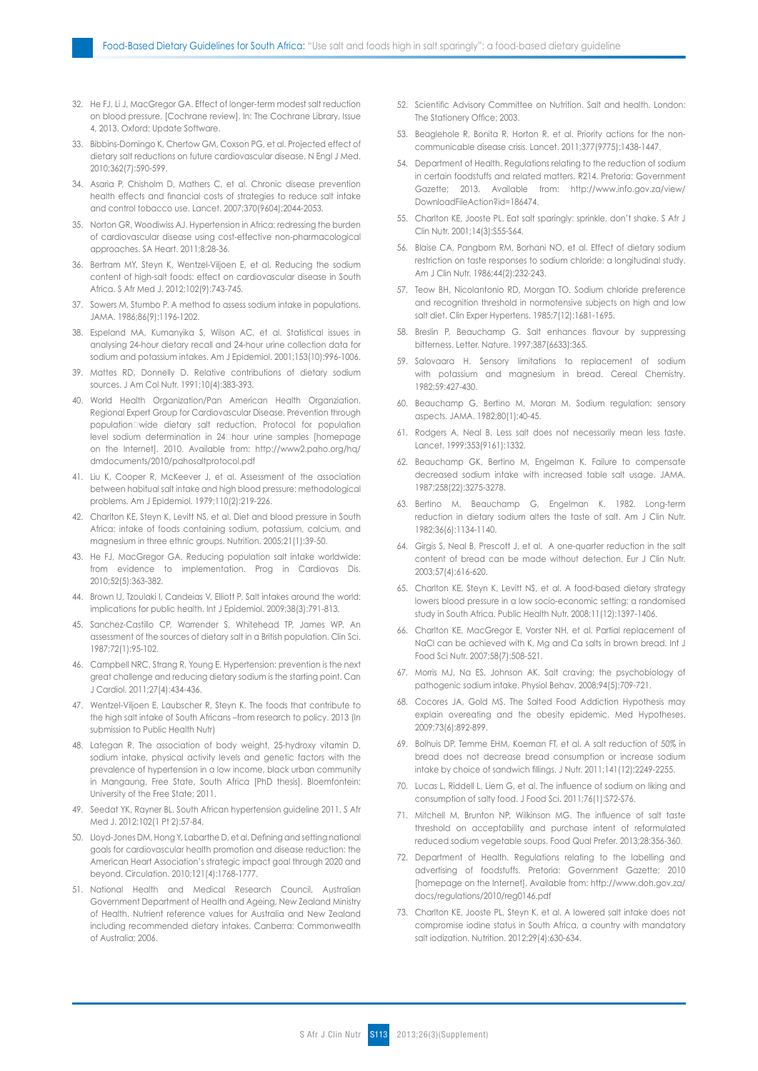32. He FJ, Li J, MacGregor GA. Effect of longer-term modest salt reduction on blood pressure. [Cochrane review]. In: The Cochrane Library, Issue 4, 2013. Oxford: Update Software.
33. Bibbins-Domingo K, Chertow GM, Coxson PG, et al. Projected effect of dietary salt reductions on future cardiovascular disease. N Engl J Med. 2010;362(7):590-599.
34. Asaria P, Chisholm D, Mathers C, et al. Chronic disease prevention health effects and financial costs of strategies to reduce salt intake and control tobacco use. Lancet. 2007;370(9604):2044-2053.
35. Norton GR, Woodiwiss AJ. Hypertension in Africa: redressing the burden of cardiovascular disease using cost-effective non-pharmacological approaches. SA Heart. 2011;8:28-36.
36. Bertram MY, Steyn K, Wentzel-Viljoen E, et al. Reducing the sodium content of high-salt foods: effect on cardiovascular disease in South Africa. S Afr Med J. 2012;102(9):743-745.
37. Sowers M, Stumbo P. A method to assess sodium intake in populations. JAMA. 1986;86(9):1196-1202.
38. Espeland MA, Kumanyika S, Wilson AC, et al. Statistical issues in analysing 24-hour dietary recall and 24-hour urine collection data for sodium and potassium intakes. Am J Epidemiol. 2001;153(10):996-1006.
39. Mattes RD, Donnelly D. Relative contributions of dietary sodium sources. J Am Col Nutr. 1991;10(4):383-393.
40. World Health Organization/Pan American Health Organziation. Regional Expert Group for Cardiovascular Disease. Prevention through population□wide dietary salt reduction. Protocol for population level sodium determination in 24□hour urine samples [homepage on the Internet]. 2010. Available from: http://www2.paho.org/hq/dmdocuments/2010/pahosaltprotocol.pdf
41. Liu K, Cooper R, McKeever J, et al. Assessment of the association between habitual salt intake and high blood pressure: methodological problems. Am J Epidemiol. 1979;110(2):219-226.
42. Charlton KE, Steyn K, Levitt NS, et al. Diet and blood pressure in South Africa: intake of foods containing sodium, potassium, calcium, and magnesium in three ethnic groups. Nutrition. 2005;21(1):39-50.
43. He FJ, MacGregor GA. Reducing population salt intake worldwide: from evidence to implementation. Prog in Cardiovas Dis. 2010;52(5):363-382.
44. Brown IJ, Tzoulaki I, Candeias V, Elliott P. Salt intakes around the world: implications for public health. Int J Epidemiol. 2009;38(3):791-813.
45. Sanchez-Castillo CP, Warrender S, Whitehead TP, James WP. An assessment of the sources of dietary salt in a British population. Clin Sci. 1987;72(1):95-102.
46. Campbell NRC, Strang R, Young E. Hypertension: prevention is the next great challenge and reducing dietary sodium is the starting point. Can J Cardiol. 2011;27(4):434-436.
47. Wentzel-Viljoen E, Laubscher R, Steyn K. The foods that contribute to the high salt intake of South Africans –from research to policy. 2013 (In submission to Public Health Nutr)
48. Lategan R. The association of body weight, 25-hydroxy vitamin D, sodium intake, physical activity levels and genetic factors with the prevalence of hypertension in a low income, black urban community in Mangaung, Free State, South Africa [PhD thesis]. Bloemfontein: University of the Free State; 2011.
49. Seedat YK, Rayner BL. South African hypertension guideline 2011. S Afr Med J. 2012;102(1 Pt 2):57-84.
50. Lloyd-Jones DM, Hong Y, Labarthe D, et al. Defining and setting national goals for cardiovascular health promotion and disease reduction: the American Heart Association's strategic impact goal through 2020 and beyond. Circulation. 2010;121(4):1768-1777.
51. National Health and Medical Research Council, Australian Government Department of Health and Ageing, New Zealand Ministry of Health. Nutrient reference values for Australia and New Zealand including recommended dietary intakes. Canberra: Commonwealth of Australia; 2006.
52. Scientific Advisory Committee on Nutrition. Salt and health. London: The Stationery Office; 2003.
53. Beaglehole R, Bonita R, Horton R, et al. Priority actions for the non-communicable disease crisis. Lancet. 2011;377(9775):1438-1447.
54. Department of Health. Regulations relating to the reduction of sodium in certain foodstuffs and related matters. R214. Pretoria: Government Gazette; 2013. Available from: http://www.info.gov.za/view/DownloadFileAction?id=186474.
55. Charlton KE, Jooste PL. Eat salt sparingly: sprinkle, don't shake. S Afr J Clin Nutr. 2001;14(3):S55-S64.
56. Blaise CA, Pangborn RM, Borhani NO, et al. Effect of dietary sodium restriction on taste responses to sodium chloride: a longitudinal study. Am J Clin Nutr. 1986;44(2):232-243.
57. Teow BH, Nicolantonio RD, Morgan TO. Sodium chloride preference and recognition threshold in normotensive subjects on high and low salt diet. Clin Exper Hypertens. 1985;7(12):1681-1695.
58. Breslin P, Beauchamp G. Salt enhances flavour by suppressing bitterness. Letter. Nature. 1997;387(6633):365.
59. Salovaara H. Sensory limitations to replacement of sodium with potassium and magnesium in bread. Cereal Chemistry. 1982;59:427-430.
60. Beauchamp G, Bertino M, Moran M. Sodium regulation: sensory aspects. JAMA. 1982;80(1):40-45.
61. Rodgers A, Neal B. Less salt does not necessarily mean less taste. Lancet. 1999;353(9161):1332.
62. Beauchamp GK, Bertino M, Engelman K. Failure to compensate decreased sodium intake with increased table salt usage. JAMA. 1987;258(22):3275-3278.
63. Bertino M, Beauchamp G, Engelman K. 1982. Long-term reduction in dietary sodium alters the taste of salt. Am J Clin Nutr. 1982;36(6):1134-1140.
64. Girgis S, Neal B, Prescott J, et al. A one-quarter reduction in the salt content of bread can be made without detection. Eur J Clin Nutr. 2003;57(4):616-620.
65. Charlton KE, Steyn K, Levitt NS, et al. A food-based dietary strategy lowers blood pressure in a low socio-economic setting: a randomised study in South Africa. Public Health Nutr. 2008;11(12):1397-1406.
66. Charlton KE, MacGregor E, Vorster NH, et al. Partial replacement of NaCl can be achieved with K, Mg and Ca salts in brown bread. Int J Food Sci Nutr. 2007;58(7):508-521.
67. Morris MJ, Na ES, Johnson AK. Salt craving: the psychobiology of pathogenic sodium intake. Physiol Behav. 2008;94(5):709-721.
68. Cocores JA, Gold MS. The Salted Food Addiction Hypothesis may explain overeating and the obesity epidemic. Med Hypotheses. 2009;73(6):892-899.
69. Bolhuis DP, Temme EHM, Koeman FT, et al. A salt reduction of 50% in bread does not decrease bread consumption or increase sodium intake by choice of sandwich fillings. J Nutr. 2011;141(12):2249-2255.
70. Lucas L, Riddell L, Liem G, et al. The influence of sodium on liking and consumption of salty food. J Food Sci. 2011;76(1):S72-S76.
71. Mitchell M, Brunton NP, Wilkinson MG. The influence of salt taste threshold on acceptability and purchase intent of reformulated reduced sodium vegetable soups. Food Qual Prefer. 2013;28:356-360.
72. Department of Health. Regulations relating to the labelling and advertising of foodstuffs. Pretoria: Government Gazette; 2010 [homepage on the Internet]. Available from: http://www.doh.gov.za/docs/regulations/2010/reg0146.pdf
73. Charlton KE, Jooste PL, Steyn K, et al. A lowered salt intake does not compromise iodine status in South Africa, a country with mandatory salt iodization. Nutrition. 2012;29(4):630-634.